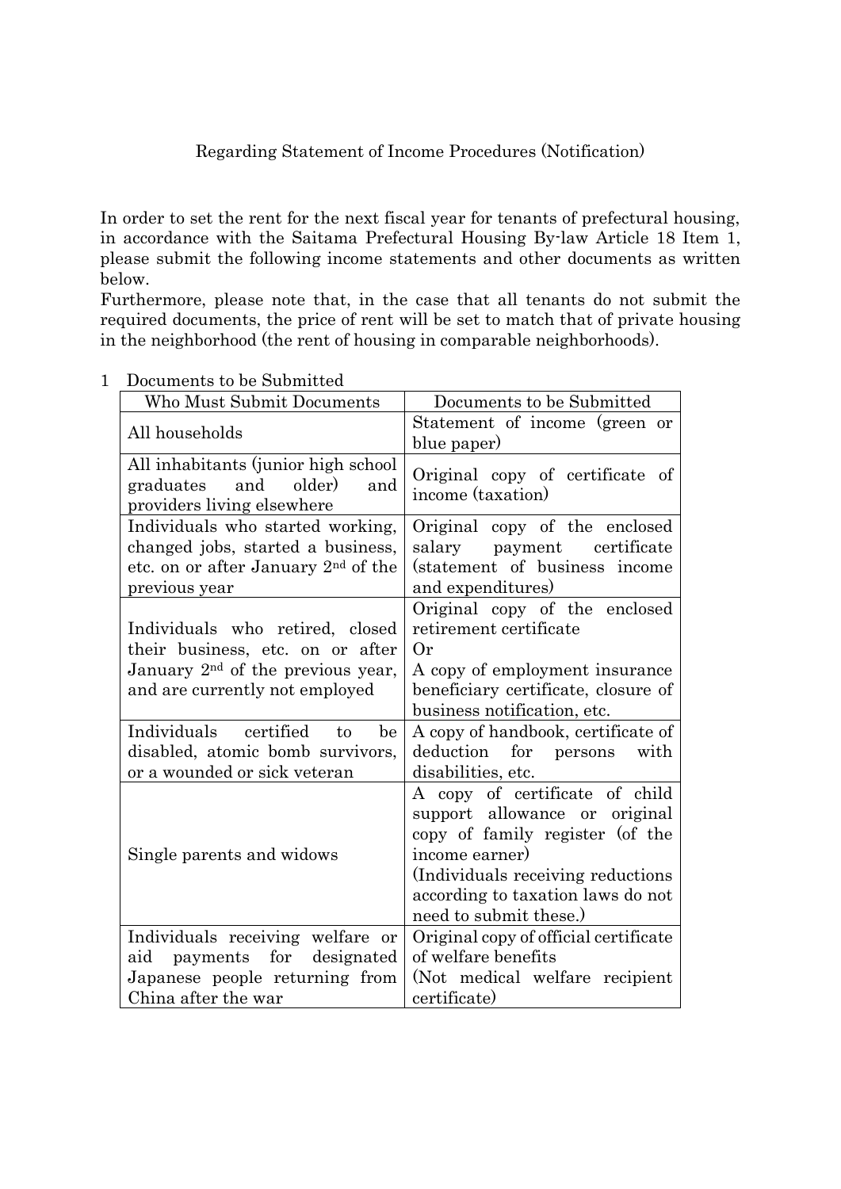# Regarding Statement of Income Procedures (Notification)

In order to set the rent for the next fiscal year for tenants of prefectural housing, in accordance with the Saitama Prefectural Housing By-law Article 18 Item 1, please submit the following income statements and other documents as written below.

Furthermore, please note that, in the case that all tenants do not submit the required documents, the price of rent will be set to match that of private housing in the neighborhood (the rent of housing in comparable neighborhoods).

## 1 Documents to be Submitted

| Who Must Submit Documents | Documents to be Submitted |
|---|---|
| All households | Statement of income (green or blue paper) |
| All inhabitants (junior high school graduates and older) and providers living elsewhere | Original copy of certificate of income (taxation) |
| Individuals who started working, changed jobs, started a business, etc. on or after January 2nd of the previous year | Original copy of the enclosed salary payment certificate (statement of business income and expenditures) |
| Individuals who retired, closed their business, etc. on or after January 2nd of the previous year, and are currently not employed | Original copy of the enclosed retirement certificate<br>Or<br>A copy of employment insurance beneficiary certificate, closure of business notification, etc. |
| Individuals certified to be disabled, atomic bomb survivors, or a wounded or sick veteran | A copy of handbook, certificate of deduction for persons with disabilities, etc. |
| Single parents and widows | A copy of certificate of child support allowance or original copy of family register (of the income earner)<br>(Individuals receiving reductions according to taxation laws do not need to submit these.) |
| Individuals receiving welfare or aid payments for designated Japanese people returning from China after the war | Original copy of official certificate of welfare benefits<br>(Not medical welfare recipient certificate) |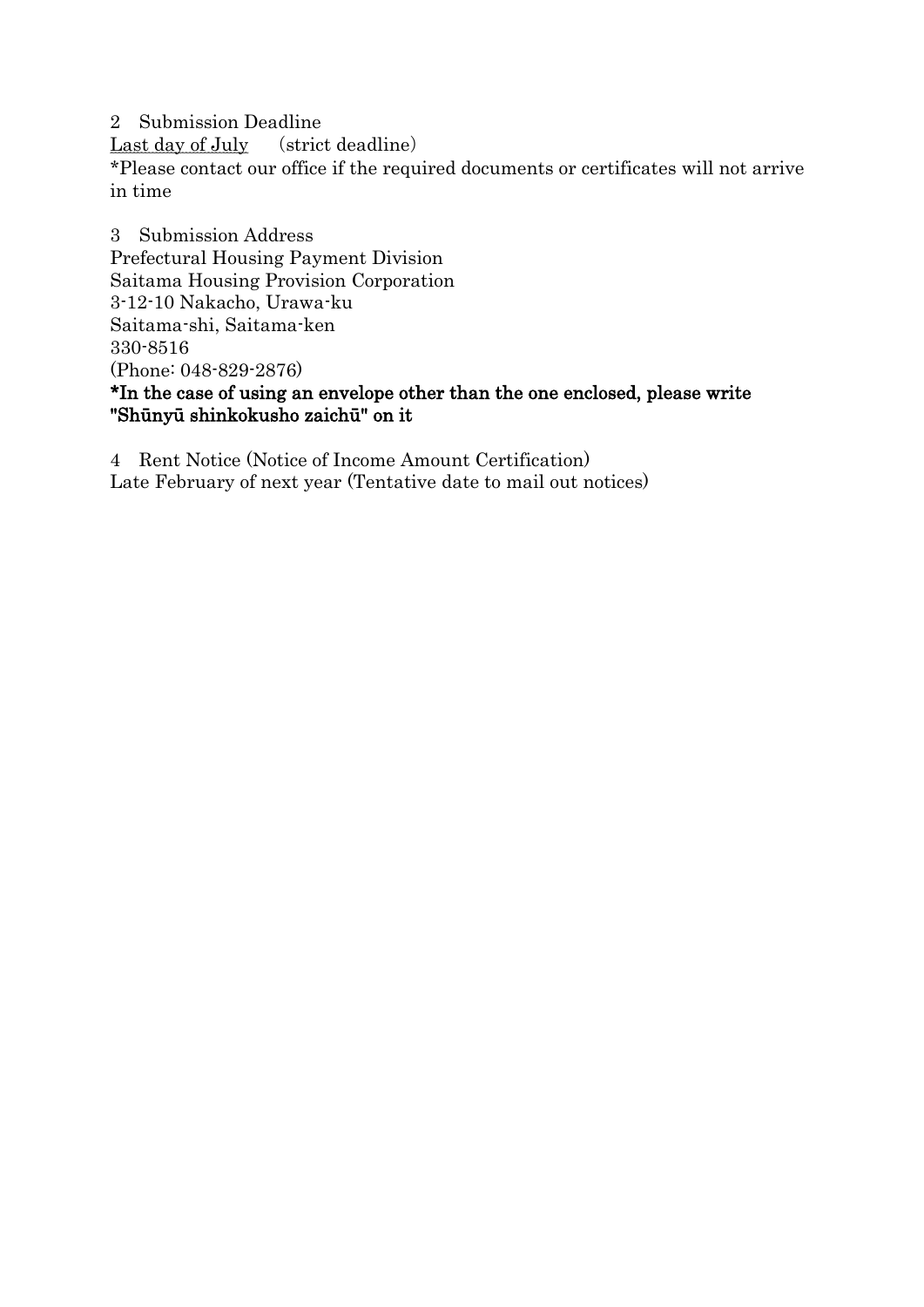2　Submission Deadline

Last day of July　(strict deadline)

*Please contact our office if the required documents or certificates will not arrive in time

3　Submission Address

Prefectural Housing Payment Division
Saitama Housing Provision Corporation
3-12-10 Nakacho, Urawa-ku
Saitama-shi, Saitama-ken
330-8516
(Phone: 048-829-2876)

**\*In the case of using an envelope other than the one enclosed, please write "Shūnyū shinkokusho zaichū" on it**

4　Rent Notice (Notice of Income Amount Certification)

Late February of next year (Tentative date to mail out notices)